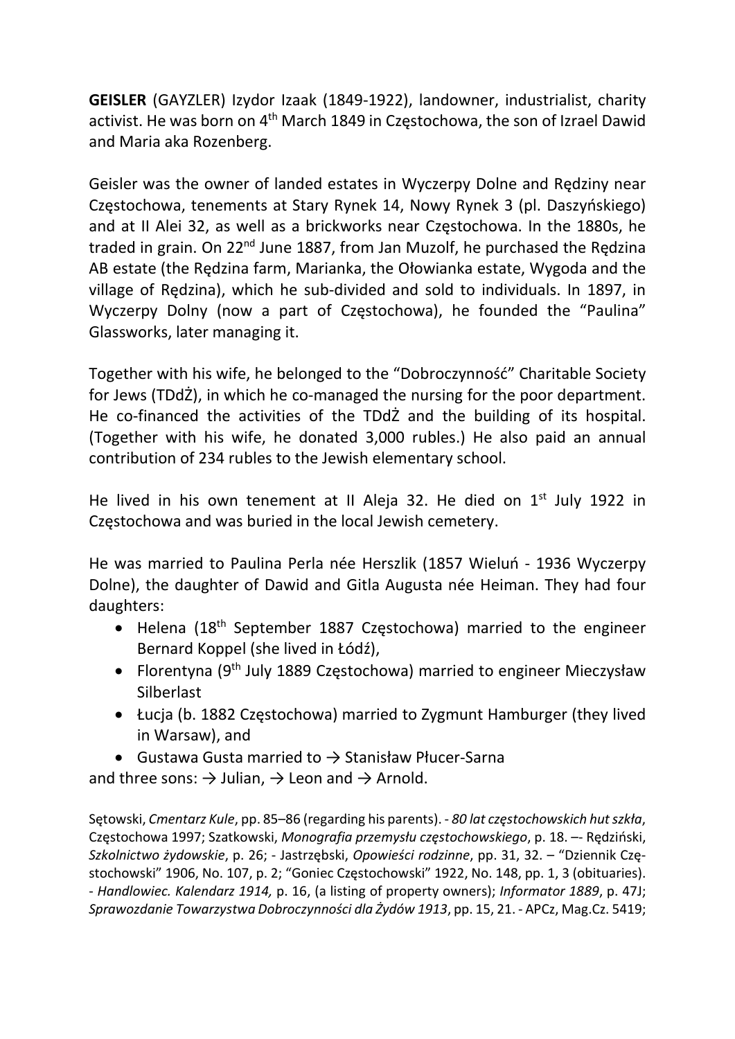**GEISLER** (GAYZLER) Izydor Izaak (1849-1922), landowner, industrialist, charity activist. He was born on 4th March 1849 in Częstochowa, the son of Izrael Dawid and Maria aka Rozenberg.

Geisler was the owner of landed estates in Wyczerpy Dolne and Rędziny near Częstochowa, tenements at Stary Rynek 14, Nowy Rynek 3 (pl. Daszyńskiego) and at II Alei 32, as well as a brickworks near Częstochowa. In the 1880s, he traded in grain. On 22nd June 1887, from Jan Muzolf, he purchased the Rędzina AB estate (the Rędzina farm, Marianka, the Ołowianka estate, Wygoda and the village of Rędzina), which he sub-divided and sold to individuals. In 1897, in Wyczerpy Dolny (now a part of Częstochowa), he founded the "Paulina" Glassworks, later managing it.

Together with his wife, he belonged to the "Dobroczynność" Charitable Society for Jews (TDdŻ), in which he co-managed the nursing for the poor department. He co-financed the activities of the TDdŻ and the building of its hospital. (Together with his wife, he donated 3,000 rubles.) He also paid an annual contribution of 234 rubles to the Jewish elementary school.

He lived in his own tenement at II Aleja 32. He died on 1st July 1922 in Częstochowa and was buried in the local Jewish cemetery.

He was married to Paulina Perla née Herszlik (1857 Wieluń - 1936 Wyczerpy Dolne), the daughter of Dawid and Gitla Augusta née Heiman. They had four daughters:

- Helena (18th September 1887 Częstochowa) married to the engineer Bernard Koppel (she lived in Łódź),
- Florentyna (9th July 1889 Częstochowa) married to engineer Mieczysław Silberlast
- Łucja (b. 1882 Częstochowa) married to Zygmunt Hamburger (they lived in Warsaw), and
- Gustawa Gusta married to → Stanisław Płucer-Sarna

and three sons: → Julian, → Leon and → Arnold.

Sętowski, *Cmentarz Kule*, pp. 85–86 (regarding his parents). - *80 lat częstochowskich hut szkła*, Częstochowa 1997; Szatkowski, *Monografia przemysłu częstochowskiego*, p. 18. –- Rędziński, *Szkolnictwo żydowskie*, p. 26; - Jastrzębski, *Opowieści rodzinne*, pp. 31, 32. – "Dziennik Częstochowski" 1906, No. 107, p. 2; "Goniec Częstochowski" 1922, No. 148, pp. 1, 3 (obituaries). - *Handlowiec. Kalendarz 1914,* p. 16, (a listing of property owners); *Informator 1889*, p. 47J; *Sprawozdanie Towarzystwa Dobroczynności dla Żydów 1913*, pp. 15, 21. - APCz, Mag.Cz. 5419;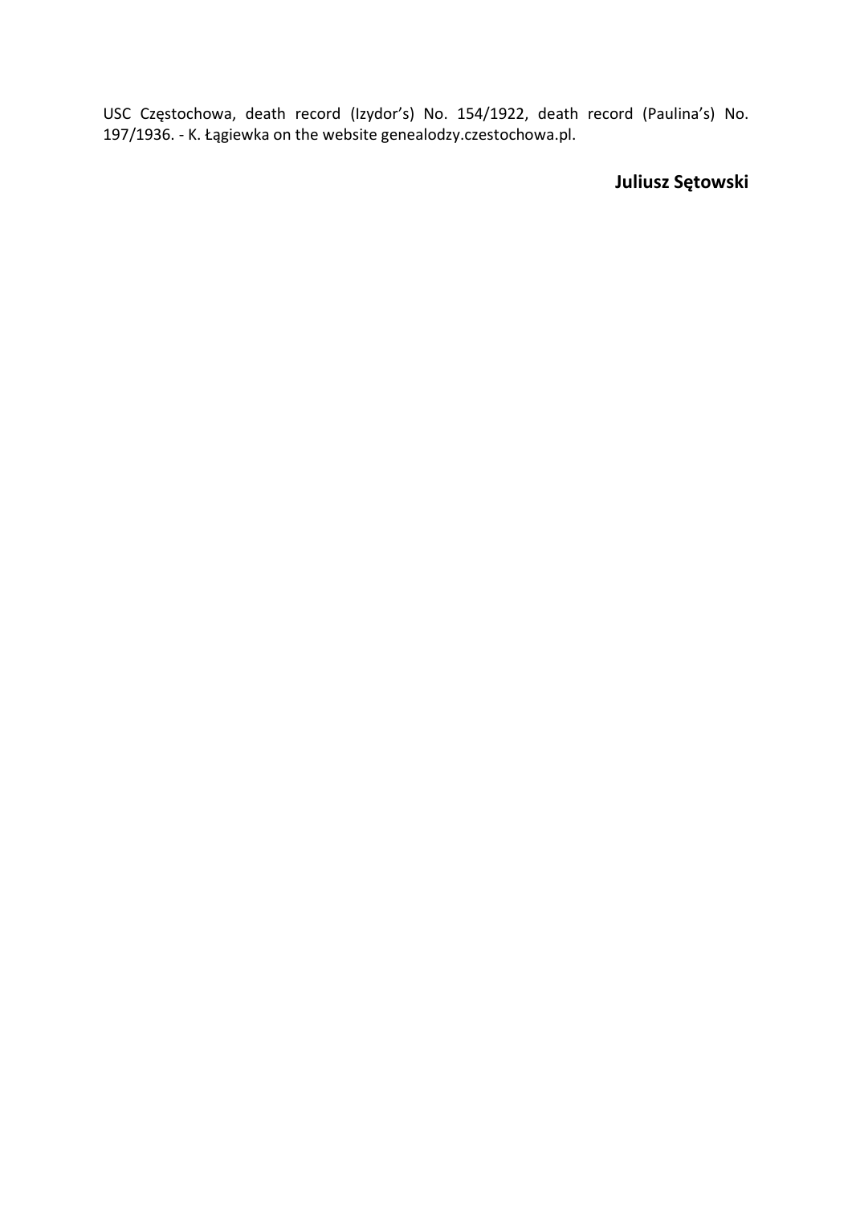USC Częstochowa, death record (Izydor's) No. 154/1922, death record (Paulina's) No. 197/1936. - K. Łągiewka on the website genealodzy.czestochowa.pl.

**Juliusz Sętowski**